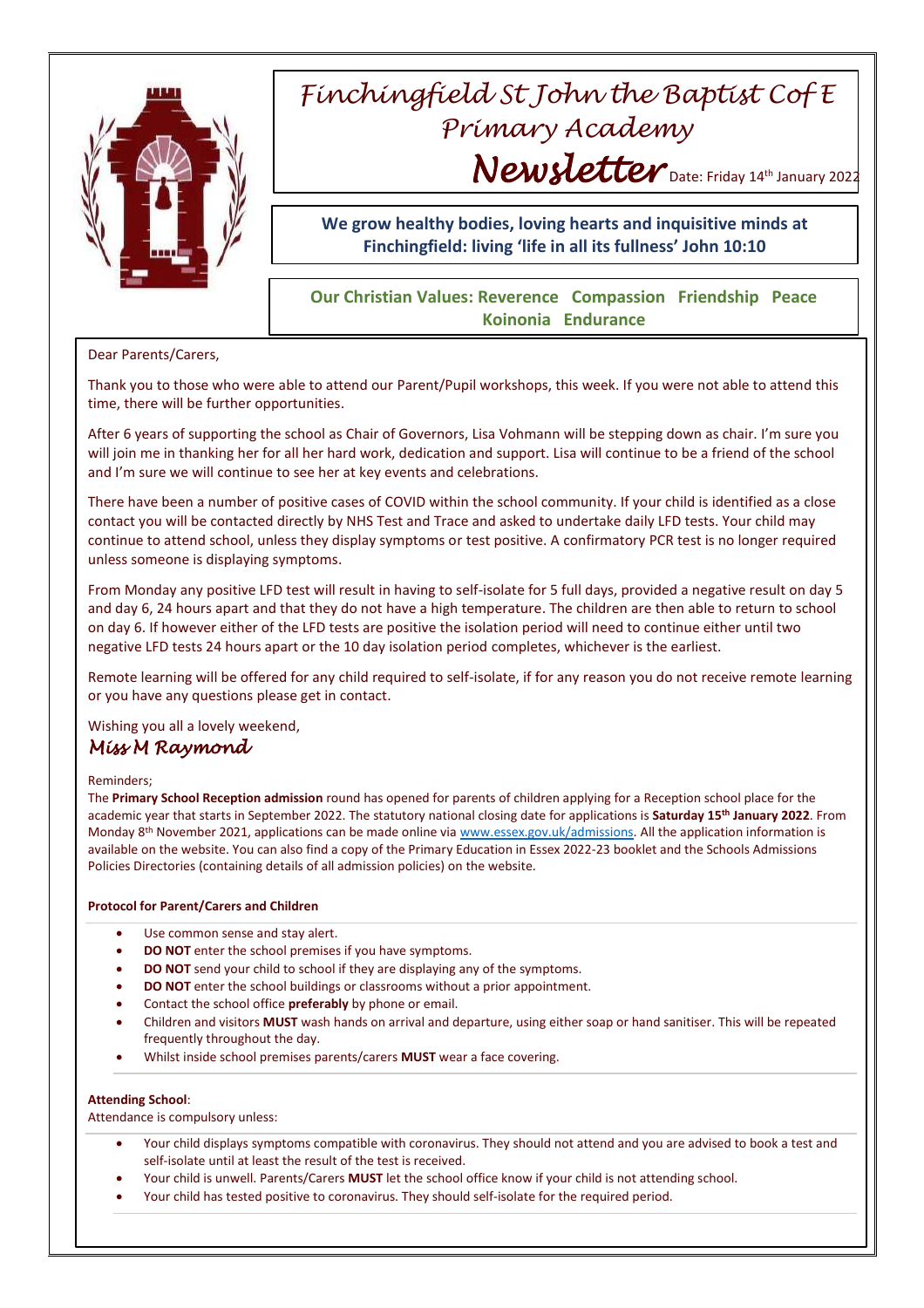# Finchingfield St John the Baptist C of E Primary Academy

## Newsletter

Date: Friday 14th January 2022

**We grow healthy bodies, loving hearts and inquisitive minds at Finchingfield: living 'life in all its fullness' John 10:10**

**Our Christian Values: Reverence Compassion Friendship Peace Koinonia Endurance**

Dear Parents/Carers,

Thank you to those who were able to attend our Parent/Pupil workshops, this week. If you were not able to attend this time, there will be further opportunities.

After 6 years of supporting the school as Chair of Governors, Lisa Vohmann will be stepping down as chair. I'm sure you will join me in thanking her for all her hard work, dedication and support. Lisa will continue to be a friend of the school and I'm sure we will continue to see her at key events and celebrations.

There have been a number of positive cases of COVID within the school community. If your child is identified as a close contact you will be contacted directly by NHS Test and Trace and asked to undertake daily LFD tests. Your child may continue to attend school, unless they display symptoms or test positive. A confirmatory PCR test is no longer required unless someone is displaying symptoms.

From Monday any positive LFD test will result in having to self-isolate for 5 full days, provided a negative result on day 5 and day 6, 24 hours apart and that they do not have a high temperature. The children are then able to return to school on day 6. If however either of the LFD tests are positive the isolation period will need to continue either until two negative LFD tests 24 hours apart or the 10 day isolation period completes, whichever is the earliest.

Remote learning will be offered for any child required to self-isolate, if for any reason you do not receive remote learning or you have any questions please get in contact.

Wishing you all a lovely weekend,

*Miss M Raymond*

Reminders;

The **Primary School Reception admission** round has opened for parents of children applying for a Reception school place for the academic year that starts in September 2022. The statutory national closing date for applications is **Saturday 15th January 2022**. From Monday 8th November 2021, applications can be made online via www.essex.gov.uk/admissions. All the application information is available on the website. You can also find a copy of the Primary Education in Essex 2022-23 booklet and the Schools Admissions Policies Directories (containing details of all admission policies) on the website.

**Protocol for Parent/Carers and Children**

- Use common sense and stay alert.
- **DO NOT** enter the school premises if you have symptoms.
- **DO NOT** send your child to school if they are displaying any of the symptoms.
- **DO NOT** enter the school buildings or classrooms without a prior appointment.
- Contact the school office **preferably** by phone or email.
- Children and visitors **MUST** wash hands on arrival and departure, using either soap or hand sanitiser. This will be repeated frequently throughout the day.
- Whilst inside school premises parents/carers **MUST** wear a face covering.

**Attending School**:

Attendance is compulsory unless:

- Your child displays symptoms compatible with coronavirus. They should not attend and you are advised to book a test and self-isolate until at least the result of the test is received.
- Your child is unwell. Parents/Carers **MUST** let the school office know if your child is not attending school.
- Your child has tested positive to coronavirus. They should self-isolate for the required period.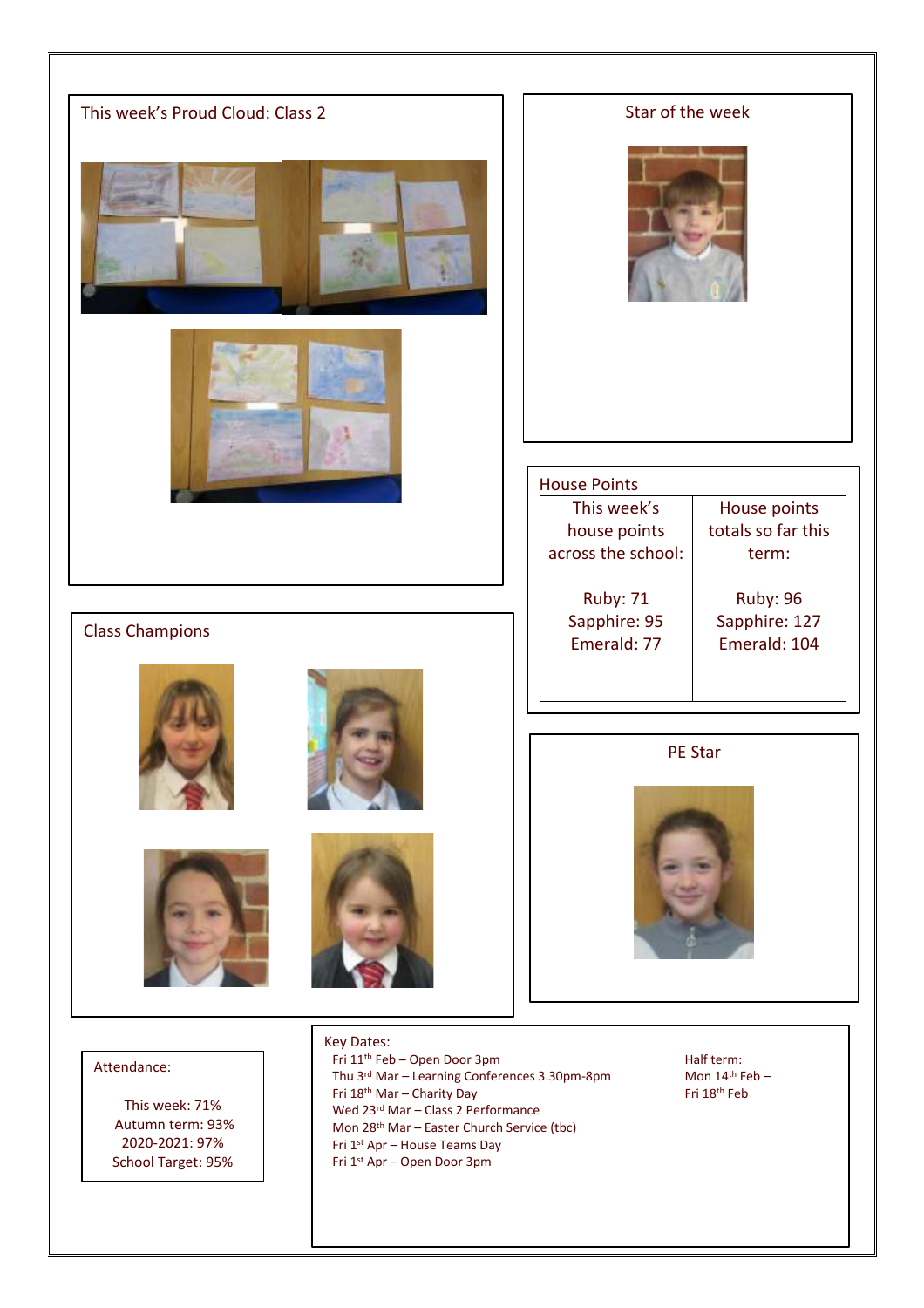## This week's Proud Cloud: Class 2

## Star of the week

## House Points

| This week's house points across the school: | House points totals so far this term: |
|---|---|
| Ruby: 71 | Ruby: 96 |
| Sapphire: 95 | Sapphire: 127 |
| Emerald: 77 | Emerald: 104 |

## Class Champions

## PE Star

## Attendance:

This week: 71%
Autumn term: 93%
2020-2021: 97%
School Target: 95%

## Key Dates:

- Fri 11th Feb – Open Door 3pm
- Thu 3rd Mar – Learning Conferences 3.30pm-8pm
- Fri 18th Mar – Charity Day
- Wed 23rd Mar – Class 2 Performance
- Mon 28th Mar – Easter Church Service (tbc)
- Fri 1st Apr – House Teams Day
- Fri 1st Apr – Open Door 3pm

Half term:
Mon 14th Feb –
Fri 18th Feb